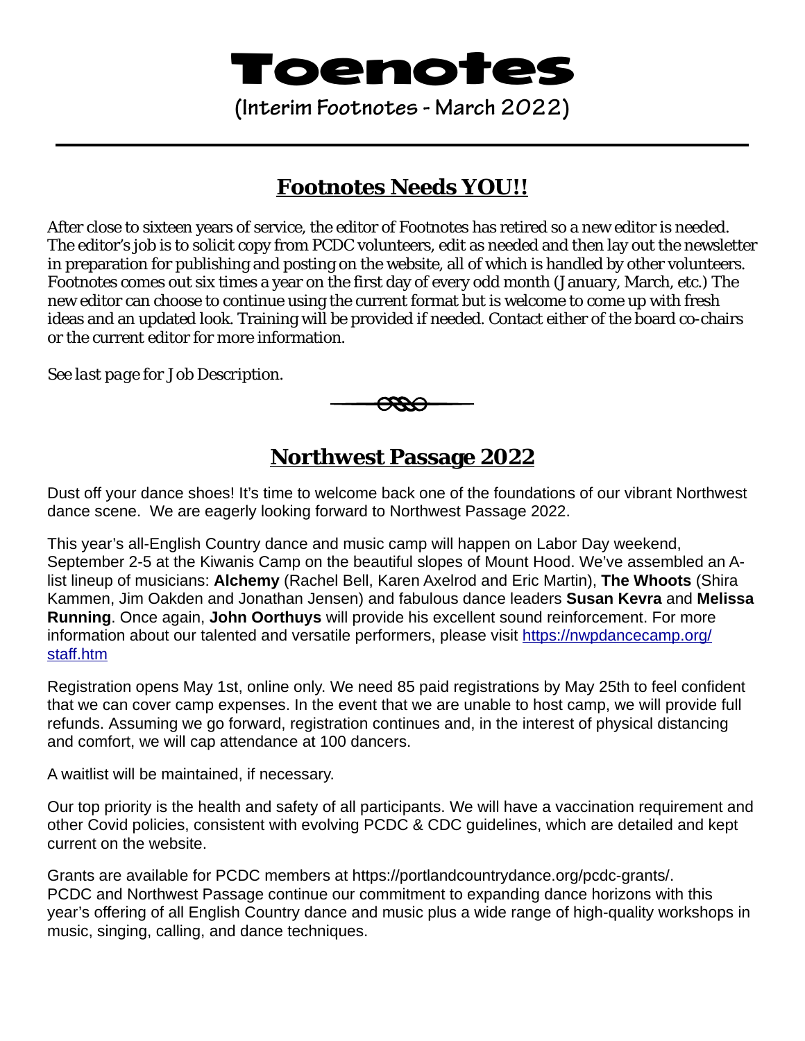# Toenotes

**(Interim Footnotes - March 2022)**

---

## Footnotes Needs YOU!!

After close to sixteen years of service, the editor of Footnotes has retired so a new editor is needed. The editor's job is to solicit copy from PCDC volunteers, edit as needed and then lay out the newsletter in preparation for publishing and posting on the website, all of which is handled by other volunteers. Footnotes comes out six times a year on the first day of every odd month (January, March, etc.) The new editor can choose to continue using the current format but is welcome to come up with fresh ideas and an updated look. Training will be provided if needed. Contact either of the board co-chairs or the current editor for more information.

*See last page for Job Description.*

## Northwest Passage 2022

Dust off your dance shoes! It's time to welcome back one of the foundations of our vibrant Northwest dance scene. We are eagerly looking forward to Northwest Passage 2022.

This year's all-English Country dance and music camp will happen on Labor Day weekend, September 2-5 at the Kiwanis Camp on the beautiful slopes of Mount Hood. We've assembled an A-list lineup of musicians: **Alchemy** (Rachel Bell, Karen Axelrod and Eric Martin), **The Whoots** (Shira Kammen, Jim Oakden and Jonathan Jensen) and fabulous dance leaders **Susan Kevra** and **Melissa Running**. Once again, **John Oorthuys** will provide his excellent sound reinforcement. For more information about our talented and versatile performers, please visit [https://nwpdancecamp.org/staff.htm](https://nwpdancecamp.org/staff.htm)

Registration opens May 1st, online only. We need 85 paid registrations by May 25th to feel confident that we can cover camp expenses. In the event that we are unable to host camp, we will provide full refunds. Assuming we go forward, registration continues and, in the interest of physical distancing and comfort, we will cap attendance at 100 dancers.

A waitlist will be maintained, if necessary.

Our top priority is the health and safety of all participants. We will have a vaccination requirement and other Covid policies, consistent with evolving PCDC & CDC guidelines, which are detailed and kept current on the website.

Grants are available for PCDC members at https://portlandcountrydance.org/pcdc-grants/.
PCDC and Northwest Passage continue our commitment to expanding dance horizons with this year's offering of all English Country dance and music plus a wide range of high-quality workshops in music, singing, calling, and dance techniques.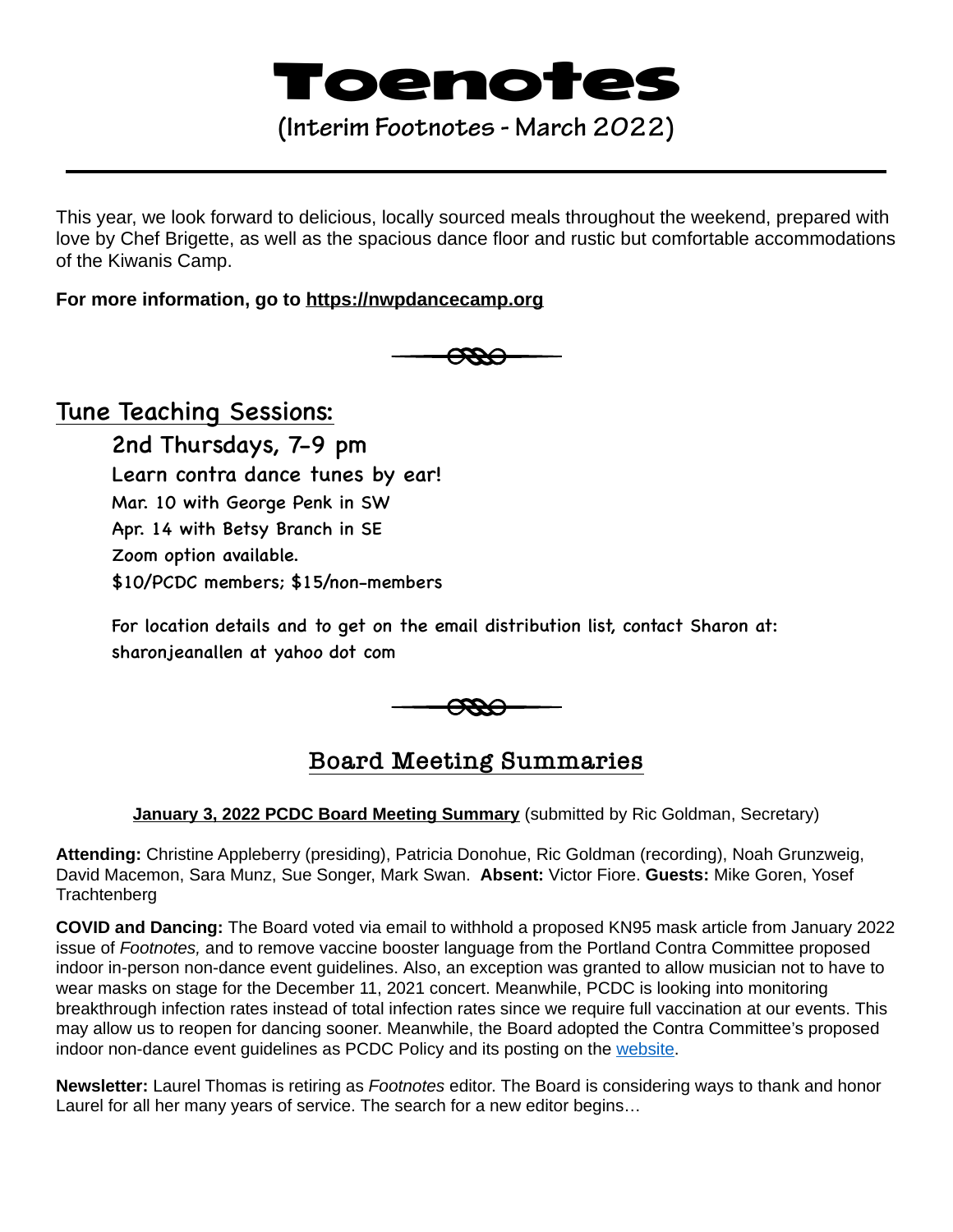# Toenotes

## (Interim Footnotes - March 2022)

---

This year, we look forward to delicious, locally sourced meals throughout the weekend, prepared with love by Chef Brigette, as well as the spacious dance floor and rustic but comfortable accommodations of the Kiwanis Camp.

**For more information, go to [https://nwpdancecamp.org](https://nwpdancecamp.org)**

## Tune Teaching Sessions:

2nd Thursdays, 7-9 pm

Learn contra dance tunes by ear!

Mar. 10 with George Penk in SW

Apr. 14 with Betsy Branch in SE

Zoom option available.

$10/PCDC members; $15/non-members

For location details and to get on the email distribution list, contact Sharon at: sharonjeanallen at yahoo dot com

## Board Meeting Summaries

**January 3, 2022 PCDC Board Meeting Summary** (submitted by Ric Goldman, Secretary)

**Attending:** Christine Appleberry (presiding), Patricia Donohue, Ric Goldman (recording), Noah Grunzweig, David Macemon, Sara Munz, Sue Songer, Mark Swan. **Absent:** Victor Fiore. **Guests:** Mike Goren, Yosef Trachtenberg

**COVID and Dancing:** The Board voted via email to withhold a proposed KN95 mask article from January 2022 issue of *Footnotes,* and to remove vaccine booster language from the Portland Contra Committee proposed indoor in-person non-dance event guidelines. Also, an exception was granted to allow musician not to have to wear masks on stage for the December 11, 2021 concert. Meanwhile, PCDC is looking into monitoring breakthrough infection rates instead of total infection rates since we require full vaccination at our events. This may allow us to reopen for dancing sooner. Meanwhile, the Board adopted the Contra Committee's proposed indoor non-dance event guidelines as PCDC Policy and its posting on the website.

**Newsletter:** Laurel Thomas is retiring as *Footnotes* editor. The Board is considering ways to thank and honor Laurel for all her many years of service. The search for a new editor begins…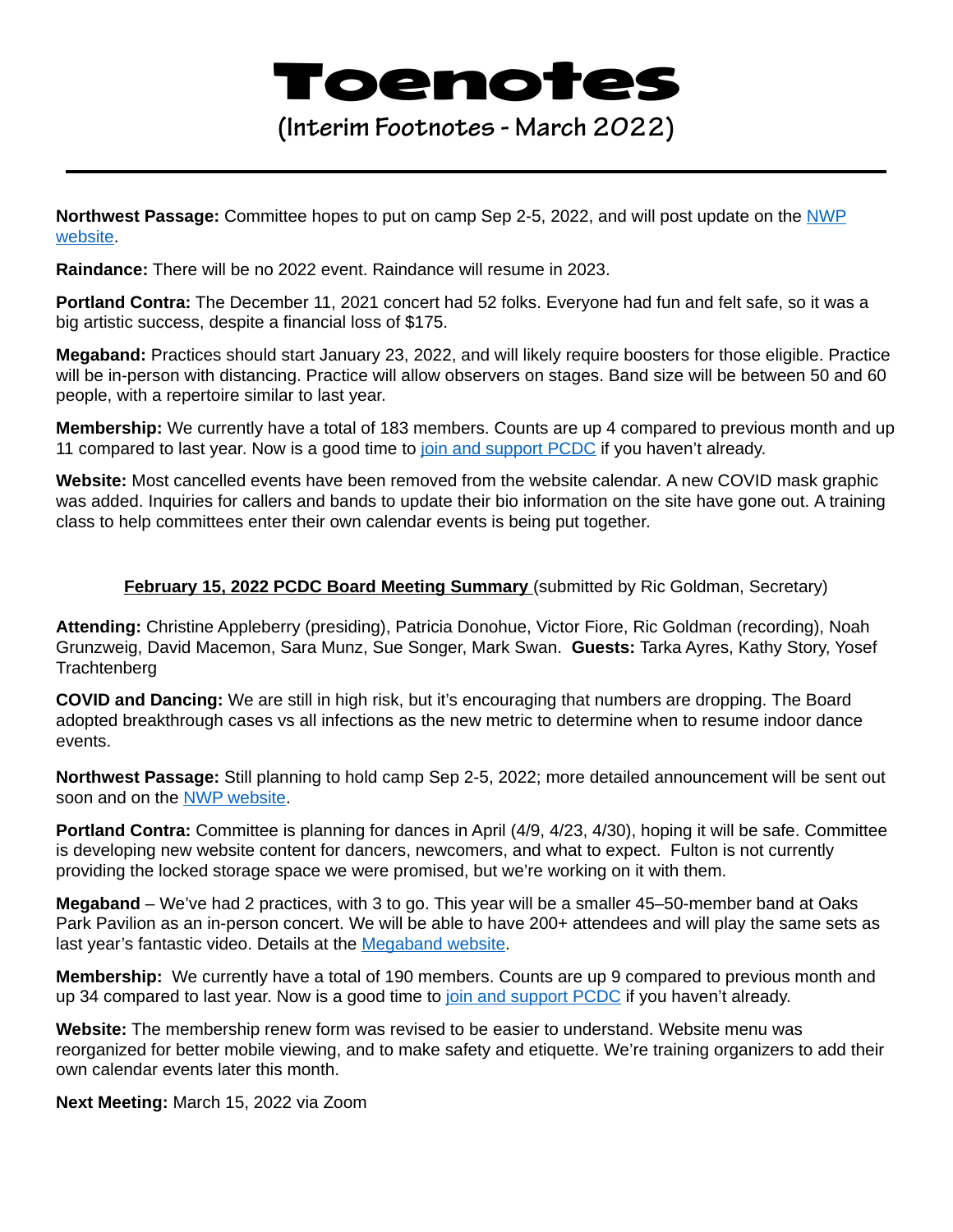# Toenotes

## (Interim Footnotes - March 2022)

---

**Northwest Passage:** Committee hopes to put on camp Sep 2-5, 2022, and will post update on the [NWP website](#).

**Raindance:** There will be no 2022 event. Raindance will resume in 2023.

**Portland Contra:** The December 11, 2021 concert had 52 folks. Everyone had fun and felt safe, so it was a big artistic success, despite a financial loss of $175.

**Megaband:** Practices should start January 23, 2022, and will likely require boosters for those eligible. Practice will be in-person with distancing. Practice will allow observers on stages. Band size will be between 50 and 60 people, with a repertoire similar to last year.

**Membership:** We currently have a total of 183 members. Counts are up 4 compared to previous month and up 11 compared to last year. Now is a good time to [join and support PCDC](#) if you haven't already.

**Website:** Most cancelled events have been removed from the website calendar. A new COVID mask graphic was added. Inquiries for callers and bands to update their bio information on the site have gone out. A training class to help committees enter their own calendar events is being put together.

**<u>February 15, 2022 PCDC Board Meeting Summary</u>** (submitted by Ric Goldman, Secretary)

**Attending:** Christine Appleberry (presiding), Patricia Donohue, Victor Fiore, Ric Goldman (recording), Noah Grunzweig, David Macemon, Sara Munz, Sue Songer, Mark Swan. **Guests:** Tarka Ayres, Kathy Story, Yosef Trachtenberg

**COVID and Dancing:** We are still in high risk, but it's encouraging that numbers are dropping. The Board adopted breakthrough cases vs all infections as the new metric to determine when to resume indoor dance events.

**Northwest Passage:** Still planning to hold camp Sep 2-5, 2022; more detailed announcement will be sent out soon and on the [NWP website](#).

**Portland Contra:** Committee is planning for dances in April (4/9, 4/23, 4/30), hoping it will be safe. Committee is developing new website content for dancers, newcomers, and what to expect. Fulton is not currently providing the locked storage space we were promised, but we're working on it with them.

**Megaband** – We've had 2 practices, with 3 to go. This year will be a smaller 45–50-member band at Oaks Park Pavilion as an in-person concert. We will be able to have 200+ attendees and will play the same sets as last year's fantastic video. Details at the [Megaband website](#).

**Membership:** We currently have a total of 190 members. Counts are up 9 compared to previous month and up 34 compared to last year. Now is a good time to [join and support PCDC](#) if you haven't already.

**Website:** The membership renew form was revised to be easier to understand. Website menu was reorganized for better mobile viewing, and to make safety and etiquette. We're training organizers to add their own calendar events later this month.

**Next Meeting:** March 15, 2022 via Zoom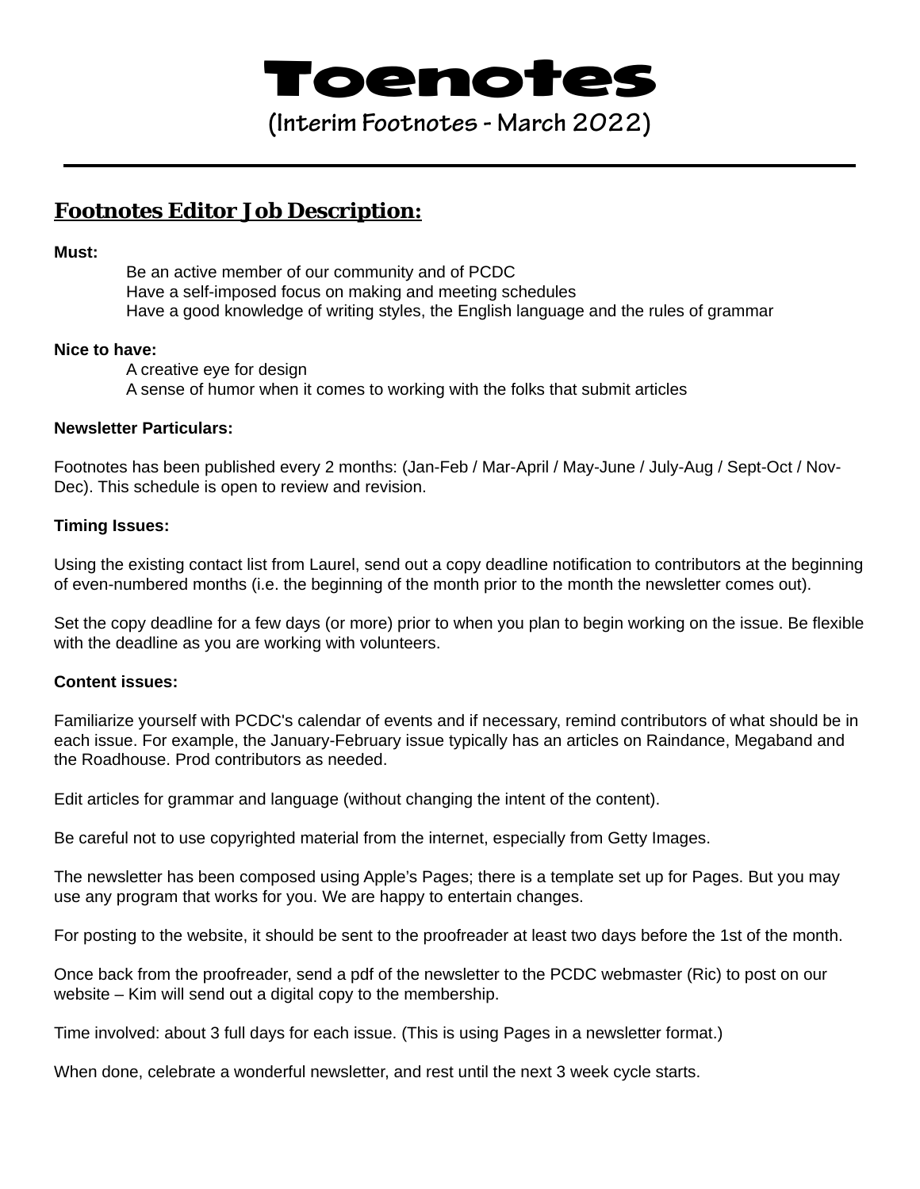# Toenotes

## (Interim Footnotes - March 2022)

---

## Footnotes Editor Job Description:

**Must:**

- Be an active member of our community and of PCDC
- Have a self-imposed focus on making and meeting schedules
- Have a good knowledge of writing styles, the English language and the rules of grammar

**Nice to have:**

- A creative eye for design
- A sense of humor when it comes to working with the folks that submit articles

**Newsletter Particulars:**

Footnotes has been published every 2 months: (Jan-Feb / Mar-April / May-June / July-Aug / Sept-Oct / Nov-Dec). This schedule is open to review and revision.

**Timing Issues:**

Using the existing contact list from Laurel, send out a copy deadline notification to contributors at the beginning of even-numbered months (i.e. the beginning of the month prior to the month the newsletter comes out).

Set the copy deadline for a few days (or more) prior to when you plan to begin working on the issue. Be flexible with the deadline as you are working with volunteers.

**Content issues:**

Familiarize yourself with PCDC's calendar of events and if necessary, remind contributors of what should be in each issue. For example, the January-February issue typically has an articles on Raindance, Megaband and the Roadhouse. Prod contributors as needed.

Edit articles for grammar and language (without changing the intent of the content).

Be careful not to use copyrighted material from the internet, especially from Getty Images.

The newsletter has been composed using Apple's Pages; there is a template set up for Pages. But you may use any program that works for you. We are happy to entertain changes.

For posting to the website, it should be sent to the proofreader at least two days before the 1st of the month.

Once back from the proofreader, send a pdf of the newsletter to the PCDC webmaster (Ric) to post on our website – Kim will send out a digital copy to the membership.

Time involved: about 3 full days for each issue. (This is using Pages in a newsletter format.)

When done, celebrate a wonderful newsletter, and rest until the next 3 week cycle starts.